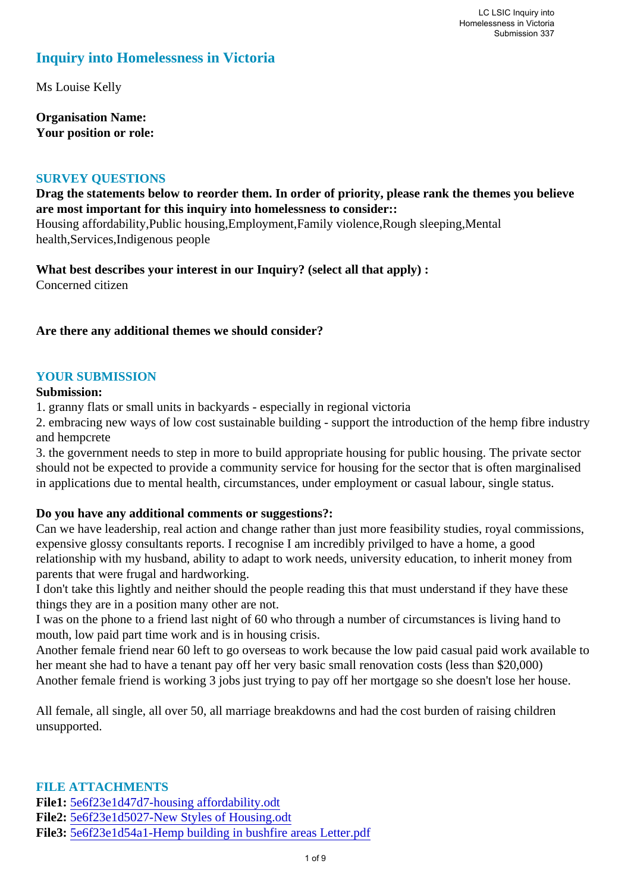# Inquiry into Homelessness in Victoria

Ms Louise Kelly

**Organisation Name:**
**Your position or role:**

## SURVEY QUESTIONS

**Drag the statements below to reorder them. In order of priority, please rank the themes you believe are most important for this inquiry into homelessness to consider::**
Housing affordability,Public housing,Employment,Family violence,Rough sleeping,Mental health,Services,Indigenous people

**What best describes your interest in our Inquiry? (select all that apply) :**
Concerned citizen

**Are there any additional themes we should consider?**

## YOUR SUBMISSION

**Submission:**
1. granny flats or small units in backyards - especially in regional victoria
2. embracing new ways of low cost sustainable building - support the introduction of the hemp fibre industry and hempcrete
3. the government needs to step in more to build appropriate housing for public housing. The private sector should not be expected to provide a community service for housing for the sector that is often marginalised in applications due to mental health, circumstances, under employment or casual labour, single status.

**Do you have any additional comments or suggestions?:**
Can we have leadership, real action and change rather than just more feasibility studies, royal commissions, expensive glossy consultants reports. I recognise I am incredibly privilged to have a home, a good relationship with my husband, ability to adapt to work needs, university education, to inherit money from parents that were frugal and hardworking.
I don't take this lightly and neither should the people reading this that must understand if they have these things they are in a position many other are not.
I was on the phone to a friend last night of 60 who through a number of circumstances is living hand to mouth, low paid part time work and is in housing crisis.
Another female friend near 60 left to go overseas to work because the low paid casual paid work available to her meant she had to have a tenant pay off her very basic small renovation costs (less than $20,000)
Another female friend is working 3 jobs just trying to pay off her mortgage so she doesn't lose her house.

All female, all single, all over 50, all marriage breakdowns and had the cost burden of raising children unsupported.

## FILE ATTACHMENTS

**File1:** 5e6f23e1d47d7-housing affordability.odt
**File2:** 5e6f23e1d5027-New Styles of Housing.odt
**File3:** 5e6f23e1d54a1-Hemp building in bushfire areas Letter.pdf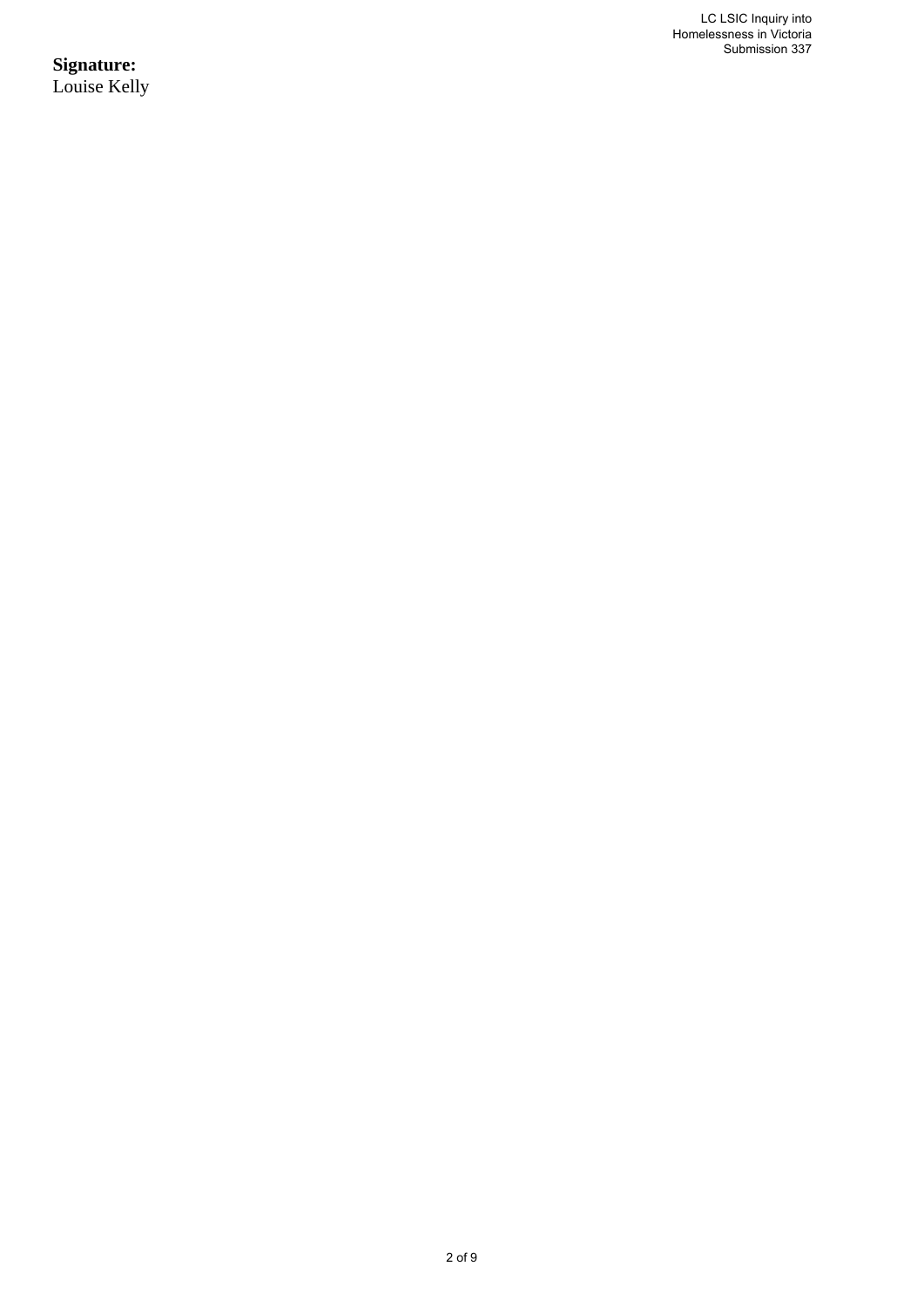**Signature:**
Louise Kelly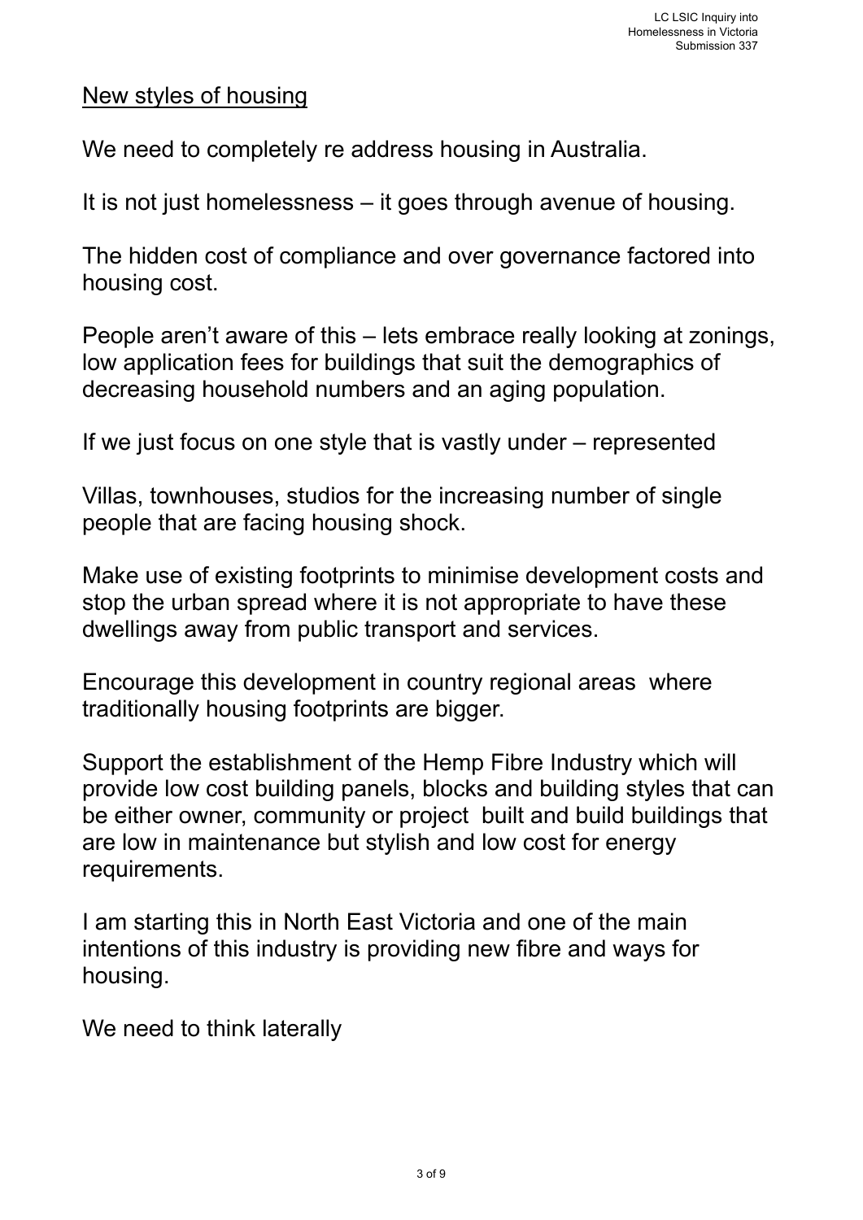## New styles of housing

We need to completely re address housing in Australia.

It is not just homelessness – it goes through avenue of housing.

The hidden cost of compliance and over governance factored into housing cost.

People aren't aware of this – lets embrace really looking at zonings, low application fees for buildings that suit the demographics of decreasing household numbers and an aging population.

If we just focus on one style that is vastly under – represented

Villas, townhouses, studios for the increasing number of single people that are facing housing shock.

Make use of existing footprints to minimise development costs and stop the urban spread where it is not appropriate to have these dwellings away from public transport and services.

Encourage this development in country regional areas where traditionally housing footprints are bigger.

Support the establishment of the Hemp Fibre Industry which will provide low cost building panels, blocks and building styles that can be either owner, community or project built and build buildings that are low in maintenance but stylish and low cost for energy requirements.

I am starting this in North East Victoria and one of the main intentions of this industry is providing new fibre and ways for housing.

We need to think laterally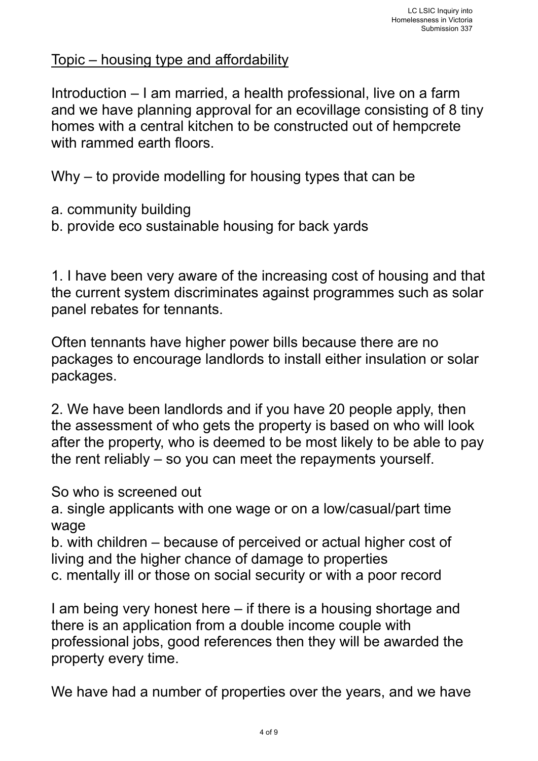<u>Topic – housing type and affordability</u>

Introduction – I am married, a health professional, live on a farm and we have planning approval for an ecovillage consisting of 8 tiny homes with a central kitchen to be constructed out of hempcrete with rammed earth floors.

Why – to provide modelling for housing types that can be

a. community building
b. provide eco sustainable housing for back yards

1. I have been very aware of the increasing cost of housing and that the current system discriminates against programmes such as solar panel rebates for tennants.

Often tennants have higher power bills because there are no packages to encourage landlords to install either insulation or solar packages.

2. We have been landlords and if you have 20 people apply, then the assessment of who gets the property is based on who will look after the property, who is deemed to be most likely to be able to pay the rent reliably – so you can meet the repayments yourself.

So who is screened out
a. single applicants with one wage or on a low/casual/part time wage
b. with children – because of perceived or actual higher cost of living and the higher chance of damage to properties
c. mentally ill or those on social security or with a poor record

I am being very honest here – if there is a housing shortage and there is an application from a double income couple with professional jobs, good references then they will be awarded the property every time.

We have had a number of properties over the years, and we have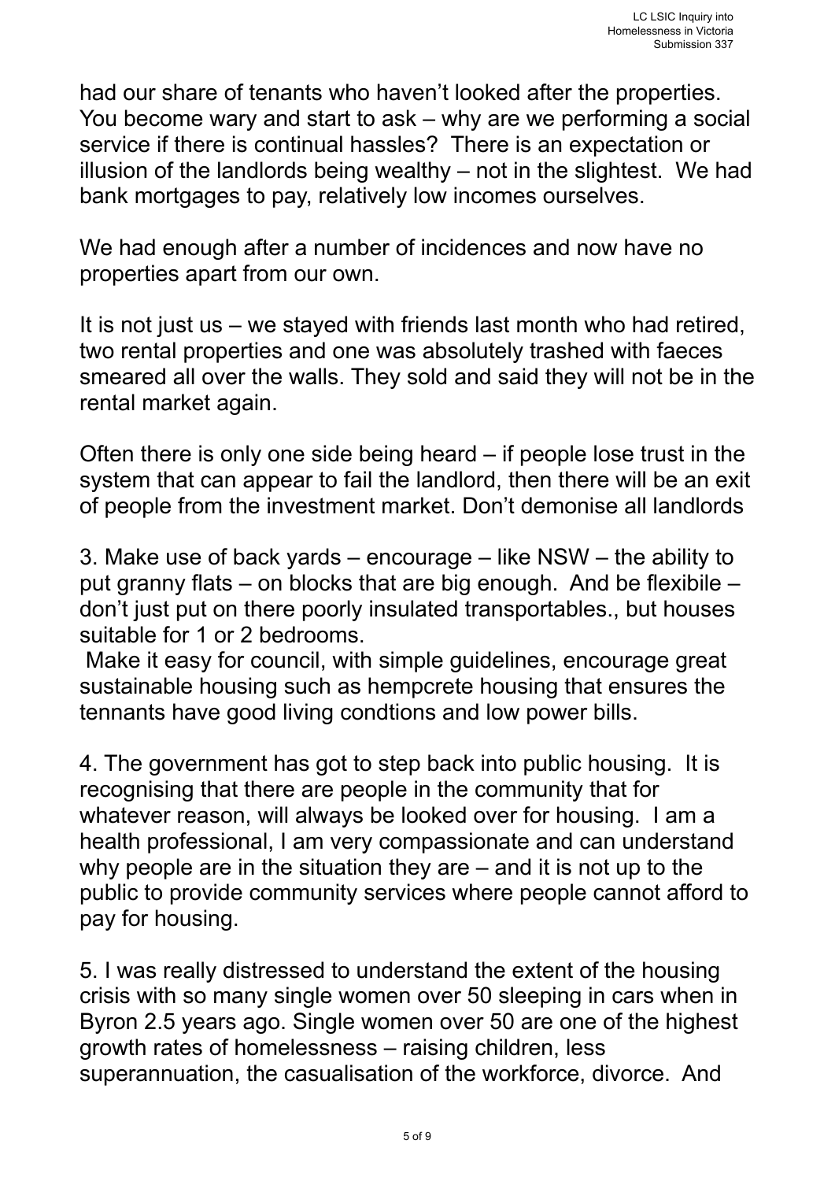had our share of tenants who haven't looked after the properties. You become wary and start to ask – why are we performing a social service if there is continual hassles? There is an expectation or illusion of the landlords being wealthy – not in the slightest. We had bank mortgages to pay, relatively low incomes ourselves.

We had enough after a number of incidences and now have no properties apart from our own.

It is not just us – we stayed with friends last month who had retired, two rental properties and one was absolutely trashed with faeces smeared all over the walls. They sold and said they will not be in the rental market again.

Often there is only one side being heard – if people lose trust in the system that can appear to fail the landlord, then there will be an exit of people from the investment market. Don't demonise all landlords

3. Make use of back yards – encourage – like NSW – the ability to put granny flats – on blocks that are big enough. And be flexibile – don't just put on there poorly insulated transportables., but houses suitable for 1 or 2 bedrooms.
 Make it easy for council, with simple guidelines, encourage great sustainable housing such as hempcrete housing that ensures the tennants have good living condtions and low power bills.

4. The government has got to step back into public housing. It is recognising that there are people in the community that for whatever reason, will always be looked over for housing. I am a health professional, I am very compassionate and can understand why people are in the situation they are – and it is not up to the public to provide community services where people cannot afford to pay for housing.

5. I was really distressed to understand the extent of the housing crisis with so many single women over 50 sleeping in cars when in Byron 2.5 years ago. Single women over 50 are one of the highest growth rates of homelessness – raising children, less superannuation, the casualisation of the workforce, divorce. And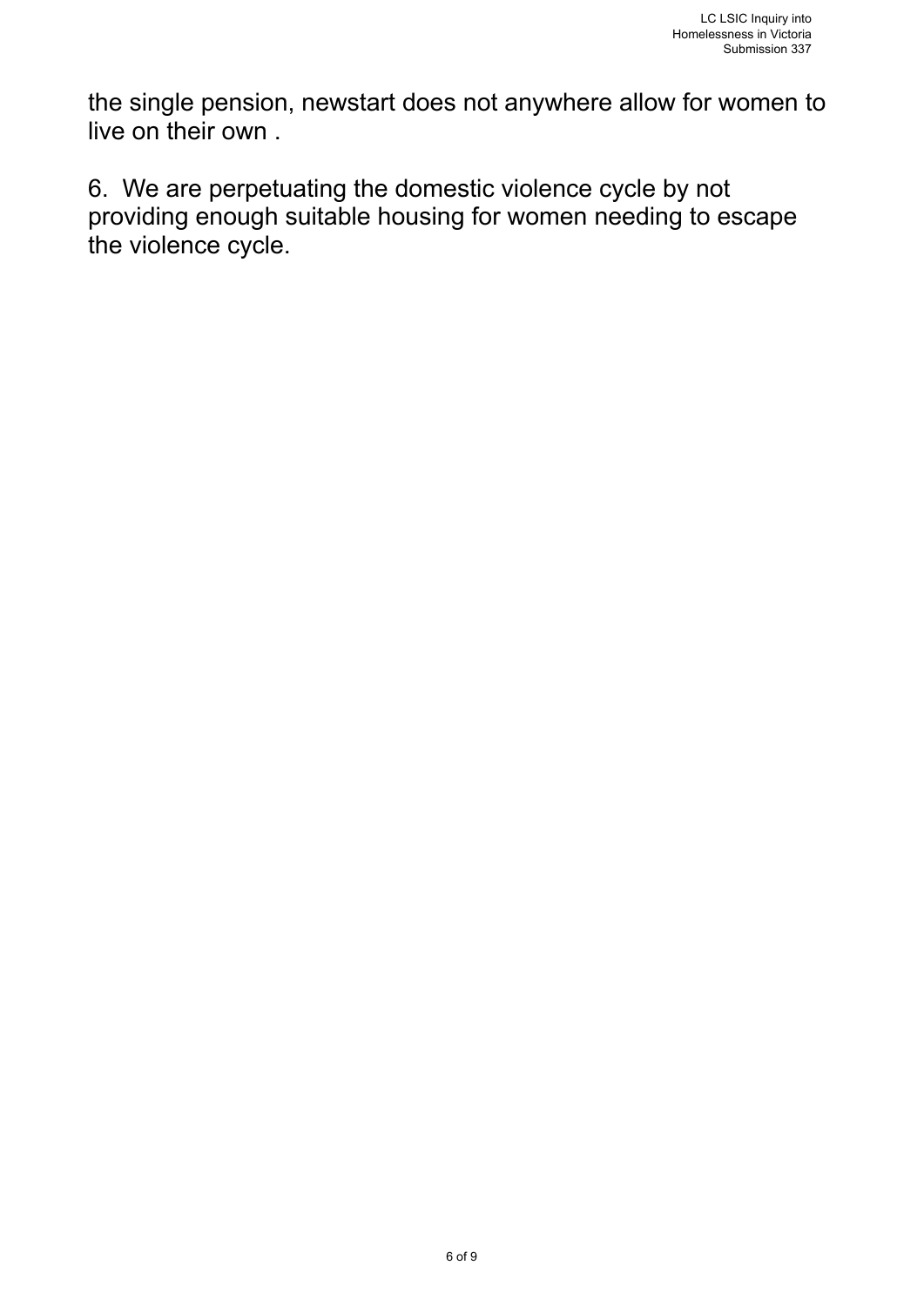the single pension, newstart does not anywhere allow for women to live on their own .

6. We are perpetuating the domestic violence cycle by not providing enough suitable housing for women needing to escape the violence cycle.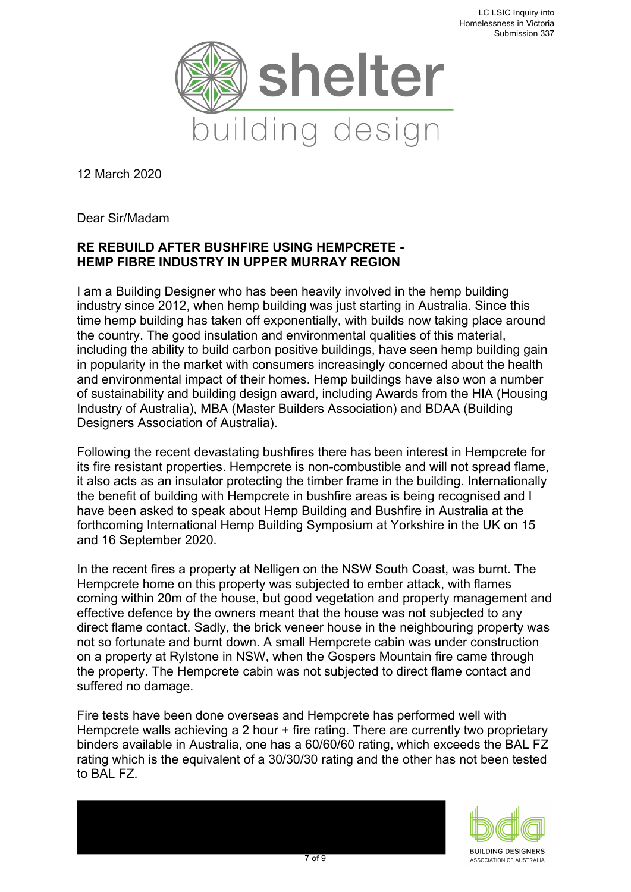12 March 2020

Dear Sir/Madam

**RE REBUILD AFTER BUSHFIRE USING HEMPCRETE - HEMP FIBRE INDUSTRY IN UPPER MURRAY REGION**

I am a Building Designer who has been heavily involved in the hemp building industry since 2012, when hemp building was just starting in Australia. Since this time hemp building has taken off exponentially, with builds now taking place around the country. The good insulation and environmental qualities of this material, including the ability to build carbon positive buildings, have seen hemp building gain in popularity in the market with consumers increasingly concerned about the health and environmental impact of their homes. Hemp buildings have also won a number of sustainability and building design award, including Awards from the HIA (Housing Industry of Australia), MBA (Master Builders Association) and BDAA (Building Designers Association of Australia).

Following the recent devastating bushfires there has been interest in Hempcrete for its fire resistant properties. Hempcrete is non-combustible and will not spread flame, it also acts as an insulator protecting the timber frame in the building. Internationally the benefit of building with Hempcrete in bushfire areas is being recognised and I have been asked to speak about Hemp Building and Bushfire in Australia at the forthcoming International Hemp Building Symposium at Yorkshire in the UK on 15 and 16 September 2020.

In the recent fires a property at Nelligen on the NSW South Coast, was burnt. The Hempcrete home on this property was subjected to ember attack, with flames coming within 20m of the house, but good vegetation and property management and effective defence by the owners meant that the house was not subjected to any direct flame contact. Sadly, the brick veneer house in the neighbouring property was not so fortunate and burnt down. A small Hempcrete cabin was under construction on a property at Rylstone in NSW, when the Gospers Mountain fire came through the property. The Hempcrete cabin was not subjected to direct flame contact and suffered no damage.

Fire tests have been done overseas and Hempcrete has performed well with Hempcrete walls achieving a 2 hour + fire rating. There are currently two proprietary binders available in Australia, one has a 60/60/60 rating, which exceeds the BAL FZ rating which is the equivalent of a 30/30/30 rating and the other has not been tested to BAL FZ.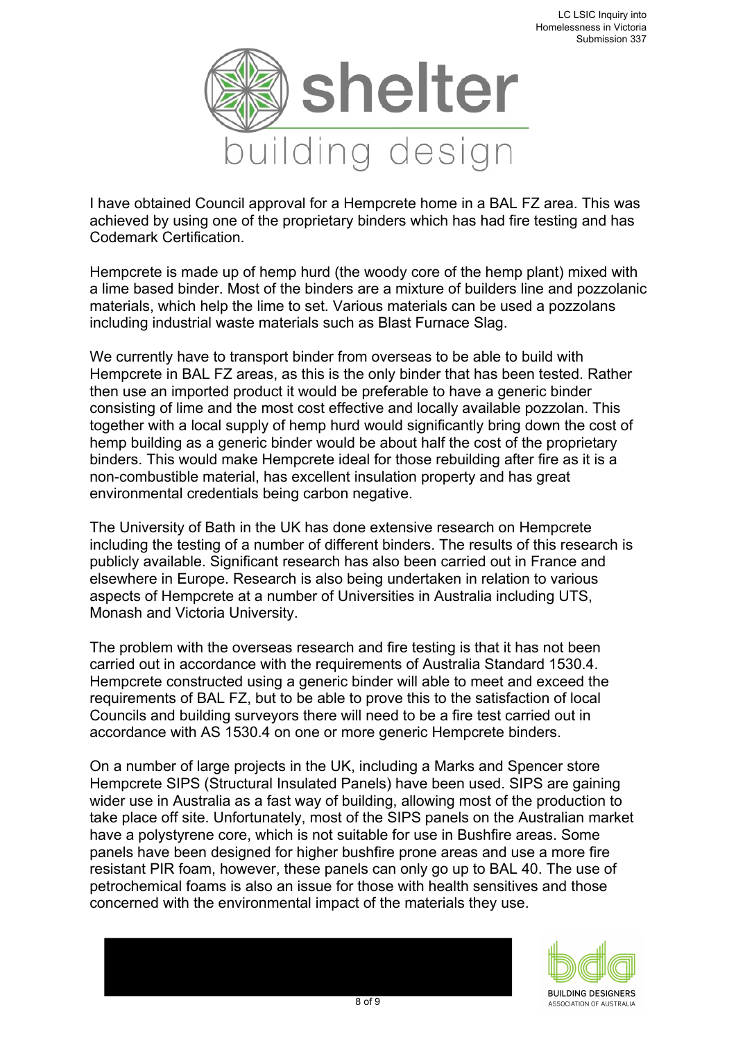I have obtained Council approval for a Hempcrete home in a BAL FZ area. This was achieved by using one of the proprietary binders which has had fire testing and has Codemark Certification.

Hempcrete is made up of hemp hurd (the woody core of the hemp plant) mixed with a lime based binder. Most of the binders are a mixture of builders line and pozzolanic materials, which help the lime to set. Various materials can be used a pozzolans including industrial waste materials such as Blast Furnace Slag.

We currently have to transport binder from overseas to be able to build with Hempcrete in BAL FZ areas, as this is the only binder that has been tested. Rather then use an imported product it would be preferable to have a generic binder consisting of lime and the most cost effective and locally available pozzolan. This together with a local supply of hemp hurd would significantly bring down the cost of hemp building as a generic binder would be about half the cost of the proprietary binders. This would make Hempcrete ideal for those rebuilding after fire as it is a non-combustible material, has excellent insulation property and has great environmental credentials being carbon negative.

The University of Bath in the UK has done extensive research on Hempcrete including the testing of a number of different binders. The results of this research is publicly available. Significant research has also been carried out in France and elsewhere in Europe. Research is also being undertaken in relation to various aspects of Hempcrete at a number of Universities in Australia including UTS, Monash and Victoria University.

The problem with the overseas research and fire testing is that it has not been carried out in accordance with the requirements of Australia Standard 1530.4. Hempcrete constructed using a generic binder will able to meet and exceed the requirements of BAL FZ, but to be able to prove this to the satisfaction of local Councils and building surveyors there will need to be a fire test carried out in accordance with AS 1530.4 on one or more generic Hempcrete binders.

On a number of large projects in the UK, including a Marks and Spencer store Hempcrete SIPS (Structural Insulated Panels) have been used. SIPS are gaining wider use in Australia as a fast way of building, allowing most of the production to take place off site. Unfortunately, most of the SIPS panels on the Australian market have a polystyrene core, which is not suitable for use in Bushfire areas. Some panels have been designed for higher bushfire prone areas and use a more fire resistant PIR foam, however, these panels can only go up to BAL 40. The use of petrochemical foams is also an issue for those with health sensitives and those concerned with the environmental impact of the materials they use.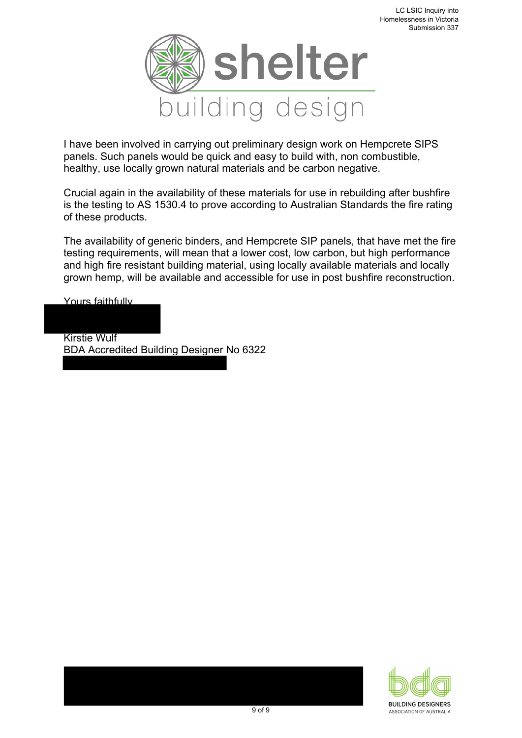I have been involved in carrying out preliminary design work on Hempcrete SIPS panels. Such panels would be quick and easy to build with, non combustible, healthy, use locally grown natural materials and be carbon negative.

Crucial again in the availability of these materials for use in rebuilding after bushfire is the testing to AS 1530.4 to prove according to Australian Standards the fire rating of these products.

The availability of generic binders, and Hempcrete SIP panels, that have met the fire testing requirements, will mean that a lower cost, low carbon, but high performance and high fire resistant building material, using locally available materials and locally grown hemp, will be available and accessible for use in post bushfire reconstruction.

Yours faithfully

Kirstie Wulf
BDA Accredited Building Designer No 6322